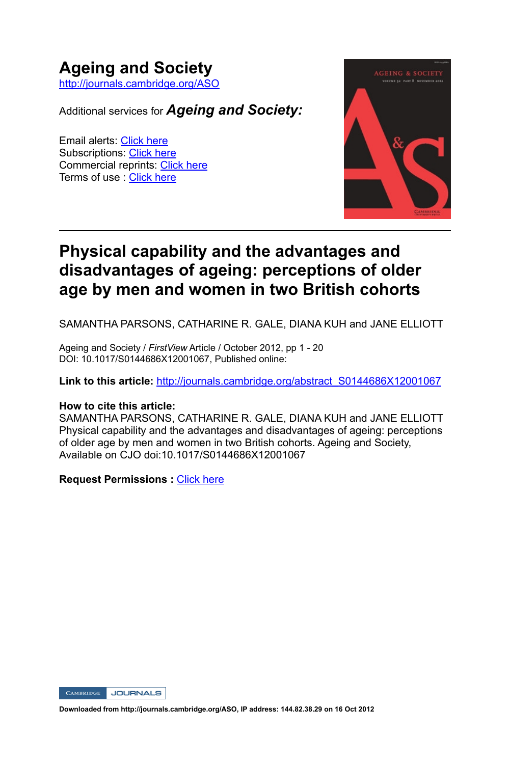# Ageing and Society

http://journals.cambridge.org/ASO

Additional services for ***Ageing and Society:***

Email alerts: Click here
Subscriptions: Click here
Commercial reprints: Click here
Terms of use : Click here

---

# Physical capability and the advantages and disadvantages of ageing: perceptions of older age by men and women in two British cohorts

SAMANTHA PARSONS, CATHARINE R. GALE, DIANA KUH and JANE ELLIOTT

Ageing and Society / *FirstView* Article / October 2012, pp 1 - 20
DOI: 10.1017/S0144686X12001067, Published online:

**Link to this article:** http://journals.cambridge.org/abstract_S0144686X12001067

**How to cite this article:**
SAMANTHA PARSONS, CATHARINE R. GALE, DIANA KUH and JANE ELLIOTT Physical capability and the advantages and disadvantages of ageing: perceptions of older age by men and women in two British cohorts. Ageing and Society, Available on CJO doi:10.1017/S0144686X12001067

**Request Permissions :** Click here

**Downloaded from http://journals.cambridge.org/ASO, IP address: 144.82.38.29 on 16 Oct 2012**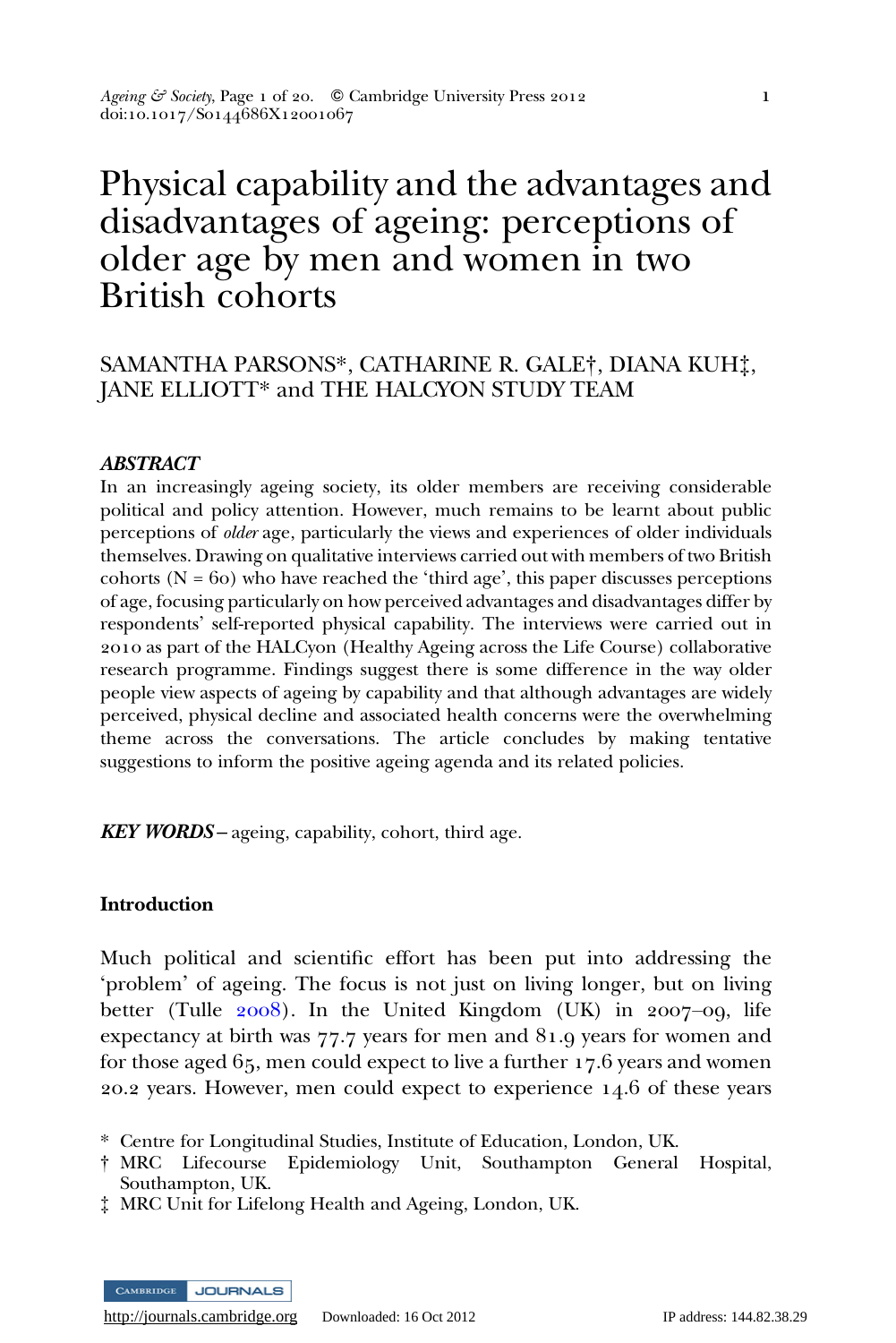# Physical capability and the advantages and disadvantages of ageing: perceptions of older age by men and women in two British cohorts

SAMANTHA PARSONS*, CATHARINE R. GALE†, DIANA KUH‡, JANE ELLIOTT* and THE HALCYON STUDY TEAM

***ABSTRACT***

In an increasingly ageing society, its older members are receiving considerable political and policy attention. However, much remains to be learnt about public perceptions of *older* age, particularly the views and experiences of older individuals themselves. Drawing on qualitative interviews carried out with members of two British cohorts (N = 60) who have reached the 'third age', this paper discusses perceptions of age, focusing particularly on how perceived advantages and disadvantages differ by respondents' self-reported physical capability. The interviews were carried out in 2010 as part of the HALCyon (Healthy Ageing across the Life Course) collaborative research programme. Findings suggest there is some difference in the way older people view aspects of ageing by capability and that although advantages are widely perceived, physical decline and associated health concerns were the overwhelming theme across the conversations. The article concludes by making tentative suggestions to inform the positive ageing agenda and its related policies.

***KEY WORDS*** – ageing, capability, cohort, third age.

## Introduction

Much political and scientific effort has been put into addressing the 'problem' of ageing. The focus is not just on living longer, but on living better (Tulle 2008). In the United Kingdom (UK) in 2007–09, life expectancy at birth was 77.7 years for men and 81.9 years for women and for those aged 65, men could expect to live a further 17.6 years and women 20.2 years. However, men could expect to experience 14.6 of these years

\* Centre for Longitudinal Studies, Institute of Education, London, UK.

† MRC Lifecourse Epidemiology Unit, Southampton General Hospital, Southampton, UK.

‡ MRC Unit for Lifelong Health and Ageing, London, UK.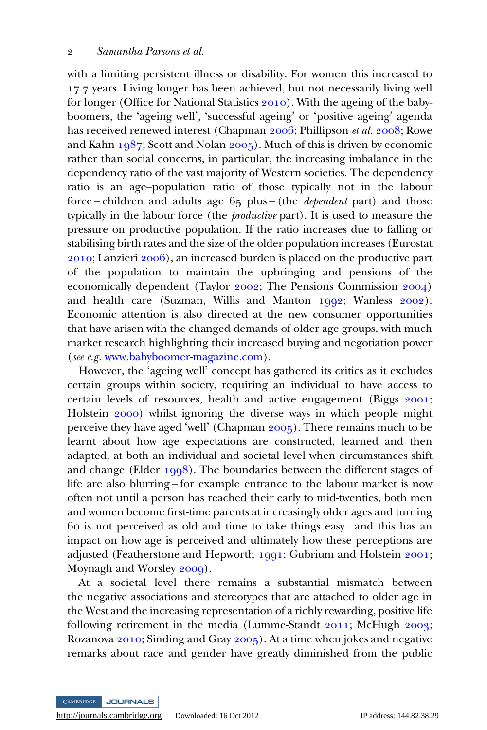with a limiting persistent illness or disability. For women this increased to 17.7 years. Living longer has been achieved, but not necessarily living well for longer (Office for National Statistics 2010). With the ageing of the baby-boomers, the 'ageing well', 'successful ageing' or 'positive ageing' agenda has received renewed interest (Chapman 2006; Phillipson *et al.* 2008; Rowe and Kahn 1987; Scott and Nolan 2005). Much of this is driven by economic rather than social concerns, in particular, the increasing imbalance in the dependency ratio of the vast majority of Western societies. The dependency ratio is an age–population ratio of those typically not in the labour force – children and adults age 65 plus – (the *dependent* part) and those typically in the labour force (the *productive* part). It is used to measure the pressure on productive population. If the ratio increases due to falling or stabilising birth rates and the size of the older population increases (Eurostat 2010; Lanzieri 2006), an increased burden is placed on the productive part of the population to maintain the upbringing and pensions of the economically dependent (Taylor 2002; The Pensions Commission 2004) and health care (Suzman, Willis and Manton 1992; Wanless 2002). Economic attention is also directed at the new consumer opportunities that have arisen with the changed demands of older age groups, with much market research highlighting their increased buying and negotiation power (*see e.g.* www.babyboomer-magazine.com).

However, the 'ageing well' concept has gathered its critics as it excludes certain groups within society, requiring an individual to have access to certain levels of resources, health and active engagement (Biggs 2001; Holstein 2000) whilst ignoring the diverse ways in which people might perceive they have aged 'well' (Chapman 2005). There remains much to be learnt about how age expectations are constructed, learned and then adapted, at both an individual and societal level when circumstances shift and change (Elder 1998). The boundaries between the different stages of life are also blurring – for example entrance to the labour market is now often not until a person has reached their early to mid-twenties, both men and women become first-time parents at increasingly older ages and turning 60 is not perceived as old and time to take things easy – and this has an impact on how age is perceived and ultimately how these perceptions are adjusted (Featherstone and Hepworth 1991; Gubrium and Holstein 2001; Moynagh and Worsley 2009).

At a societal level there remains a substantial mismatch between the negative associations and stereotypes that are attached to older age in the West and the increasing representation of a richly rewarding, positive life following retirement in the media (Lumme-Standt 2011; McHugh 2003; Rozanova 2010; Sinding and Gray 2005). At a time when jokes and negative remarks about race and gender have greatly diminished from the public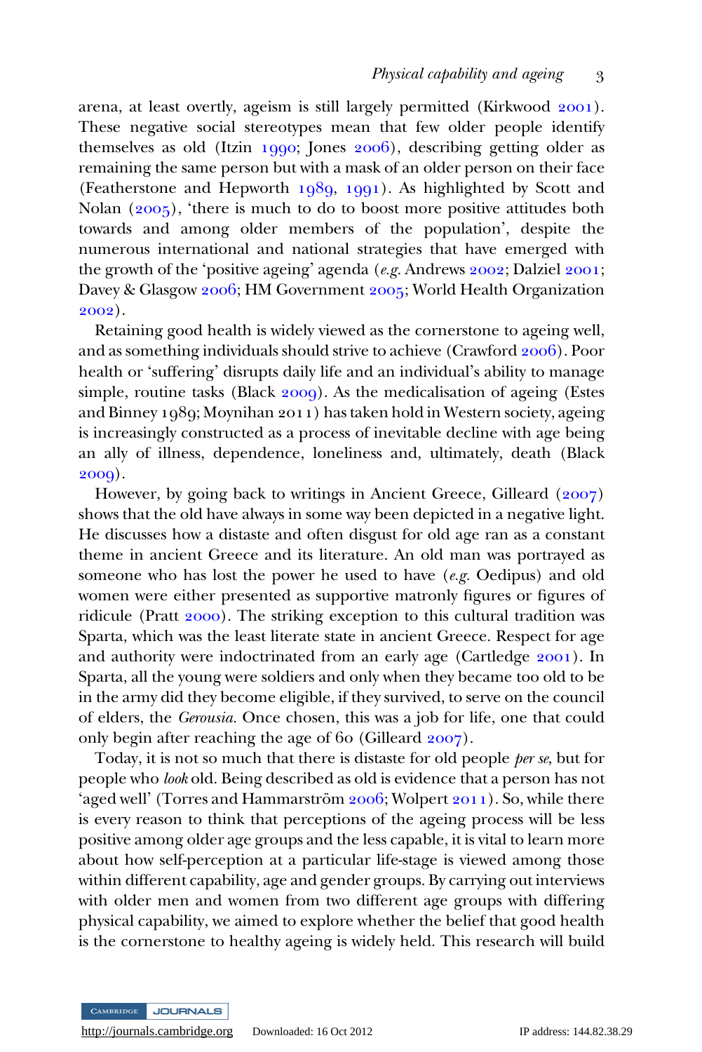arena, at least overtly, ageism is still largely permitted (Kirkwood 2001). These negative social stereotypes mean that few older people identify themselves as old (Itzin 1990; Jones 2006), describing getting older as remaining the same person but with a mask of an older person on their face (Featherstone and Hepworth 1989, 1991). As highlighted by Scott and Nolan (2005), 'there is much to do to boost more positive attitudes both towards and among older members of the population', despite the numerous international and national strategies that have emerged with the growth of the 'positive ageing' agenda (*e.g.* Andrews 2002; Dalziel 2001; Davey & Glasgow 2006; HM Government 2005; World Health Organization 2002).

Retaining good health is widely viewed as the cornerstone to ageing well, and as something individuals should strive to achieve (Crawford 2006). Poor health or 'suffering' disrupts daily life and an individual's ability to manage simple, routine tasks (Black 2009). As the medicalisation of ageing (Estes and Binney 1989; Moynihan 2011) has taken hold in Western society, ageing is increasingly constructed as a process of inevitable decline with age being an ally of illness, dependence, loneliness and, ultimately, death (Black 2009).

However, by going back to writings in Ancient Greece, Gilleard (2007) shows that the old have always in some way been depicted in a negative light. He discusses how a distaste and often disgust for old age ran as a constant theme in ancient Greece and its literature. An old man was portrayed as someone who has lost the power he used to have (*e.g.* Oedipus) and old women were either presented as supportive matronly figures or figures of ridicule (Pratt 2000). The striking exception to this cultural tradition was Sparta, which was the least literate state in ancient Greece. Respect for age and authority were indoctrinated from an early age (Cartledge 2001). In Sparta, all the young were soldiers and only when they became too old to be in the army did they become eligible, if they survived, to serve on the council of elders, the *Gerousia*. Once chosen, this was a job for life, one that could only begin after reaching the age of 60 (Gilleard 2007).

Today, it is not so much that there is distaste for old people *per se*, but for people who *look* old. Being described as old is evidence that a person has not 'aged well' (Torres and Hammarström 2006; Wolpert 2011). So, while there is every reason to think that perceptions of the ageing process will be less positive among older age groups and the less capable, it is vital to learn more about how self-perception at a particular life-stage is viewed among those within different capability, age and gender groups. By carrying out interviews with older men and women from two different age groups with differing physical capability, we aimed to explore whether the belief that good health is the cornerstone to healthy ageing is widely held. This research will build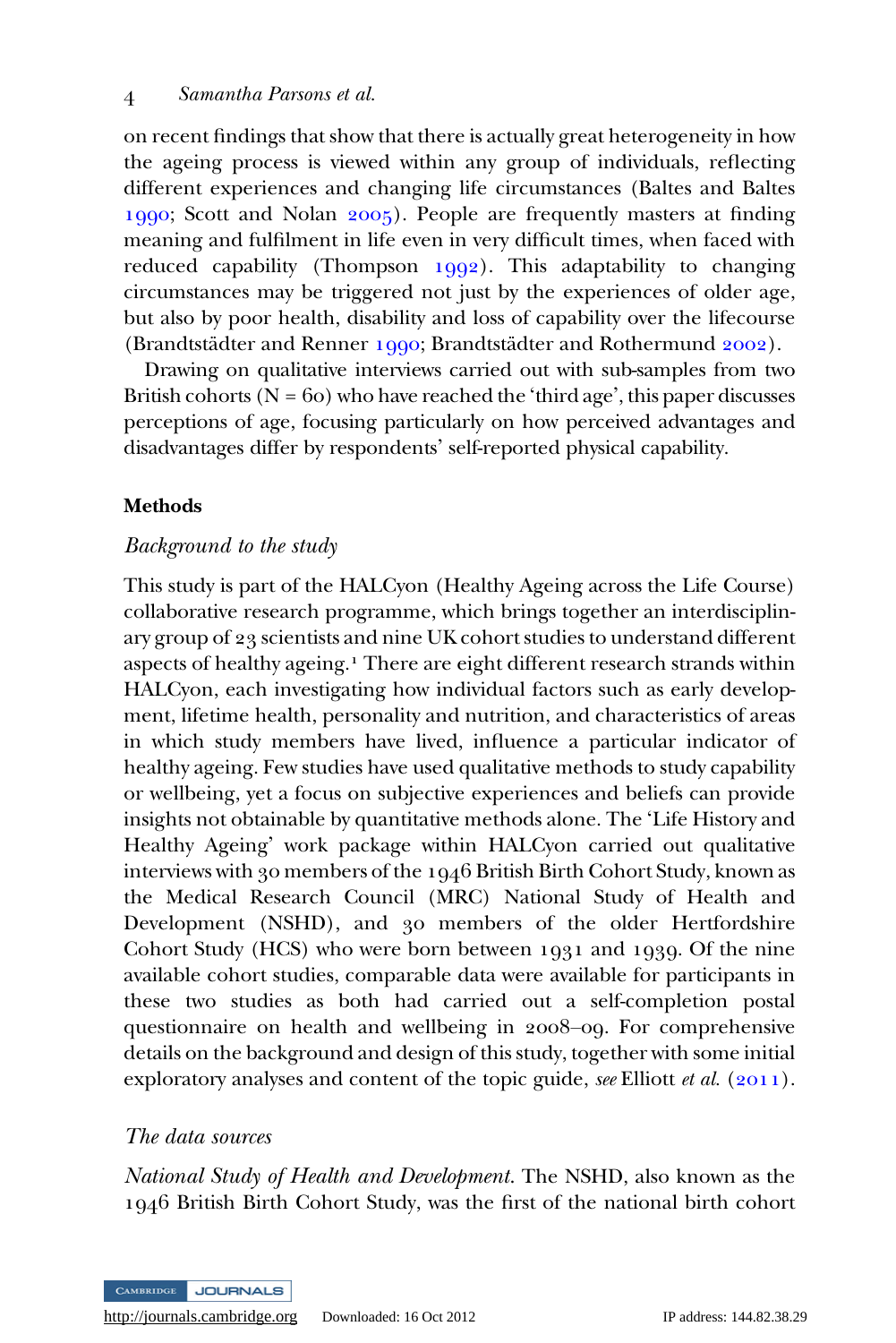on recent findings that show that there is actually great heterogeneity in how the ageing process is viewed within any group of individuals, reflecting different experiences and changing life circumstances (Baltes and Baltes 1990; Scott and Nolan 2005). People are frequently masters at finding meaning and fulfilment in life even in very difficult times, when faced with reduced capability (Thompson 1992). This adaptability to changing circumstances may be triggered not just by the experiences of older age, but also by poor health, disability and loss of capability over the lifecourse (Brandtstädter and Renner 1990; Brandtstädter and Rothermund 2002).

Drawing on qualitative interviews carried out with sub-samples from two British cohorts (N = 60) who have reached the 'third age', this paper discusses perceptions of age, focusing particularly on how perceived advantages and disadvantages differ by respondents' self-reported physical capability.

## Methods

### *Background to the study*

This study is part of the HALCyon (Healthy Ageing across the Life Course) collaborative research programme, which brings together an interdisciplinary group of 23 scientists and nine UK cohort studies to understand different aspects of healthy ageing.[1] There are eight different research strands within HALCyon, each investigating how individual factors such as early development, lifetime health, personality and nutrition, and characteristics of areas in which study members have lived, influence a particular indicator of healthy ageing. Few studies have used qualitative methods to study capability or wellbeing, yet a focus on subjective experiences and beliefs can provide insights not obtainable by quantitative methods alone. The 'Life History and Healthy Ageing' work package within HALCyon carried out qualitative interviews with 30 members of the 1946 British Birth Cohort Study, known as the Medical Research Council (MRC) National Study of Health and Development (NSHD), and 30 members of the older Hertfordshire Cohort Study (HCS) who were born between 1931 and 1939. Of the nine available cohort studies, comparable data were available for participants in these two studies as both had carried out a self-completion postal questionnaire on health and wellbeing in 2008–09. For comprehensive details on the background and design of this study, together with some initial exploratory analyses and content of the topic guide, *see* Elliott *et al.* (2011).

### *The data sources*

*National Study of Health and Development.* The NSHD, also known as the 1946 British Birth Cohort Study, was the first of the national birth cohort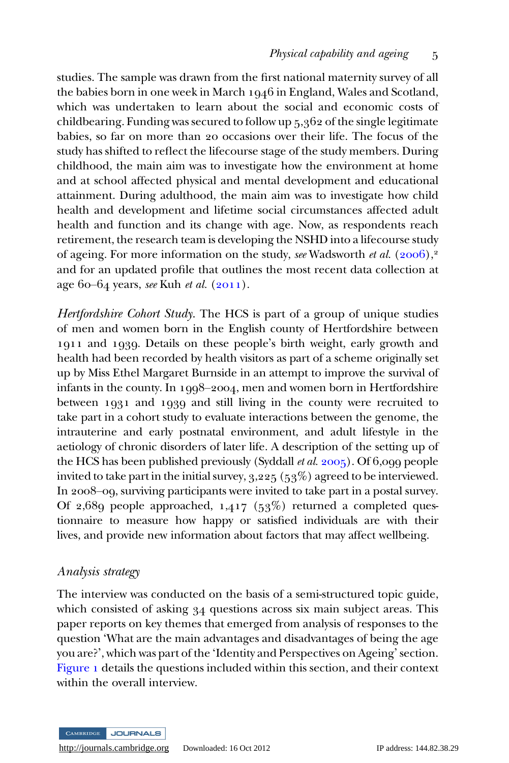studies. The sample was drawn from the first national maternity survey of all the babies born in one week in March 1946 in England, Wales and Scotland, which was undertaken to learn about the social and economic costs of childbearing. Funding was secured to follow up 5,362 of the single legitimate babies, so far on more than 20 occasions over their life. The focus of the study has shifted to reflect the lifecourse stage of the study members. During childhood, the main aim was to investigate how the environment at home and at school affected physical and mental development and educational attainment. During adulthood, the main aim was to investigate how child health and development and lifetime social circumstances affected adult health and function and its change with age. Now, as respondents reach retirement, the research team is developing the NSHD into a lifecourse study of ageing. For more information on the study, *see* Wadsworth *et al.* (2006),[2] and for an updated profile that outlines the most recent data collection at age 60–64 years, *see* Kuh *et al.* (2011).

*Hertfordshire Cohort Study*. The HCS is part of a group of unique studies of men and women born in the English county of Hertfordshire between 1911 and 1939. Details on these people's birth weight, early growth and health had been recorded by health visitors as part of a scheme originally set up by Miss Ethel Margaret Burnside in an attempt to improve the survival of infants in the county. In 1998–2004, men and women born in Hertfordshire between 1931 and 1939 and still living in the county were recruited to take part in a cohort study to evaluate interactions between the genome, the intrauterine and early postnatal environment, and adult lifestyle in the aetiology of chronic disorders of later life. A description of the setting up of the HCS has been published previously (Syddall *et al.* 2005). Of 6,099 people invited to take part in the initial survey, 3,225 (53%) agreed to be interviewed. In 2008–09, surviving participants were invited to take part in a postal survey. Of 2,689 people approached, 1,417 (53%) returned a completed questionnaire to measure how happy or satisfied individuals are with their lives, and provide new information about factors that may affect wellbeing.

### *Analysis strategy*

The interview was conducted on the basis of a semi-structured topic guide, which consisted of asking 34 questions across six main subject areas. This paper reports on key themes that emerged from analysis of responses to the question 'What are the main advantages and disadvantages of being the age you are?', which was part of the 'Identity and Perspectives on Ageing' section. Figure 1 details the questions included within this section, and their context within the overall interview.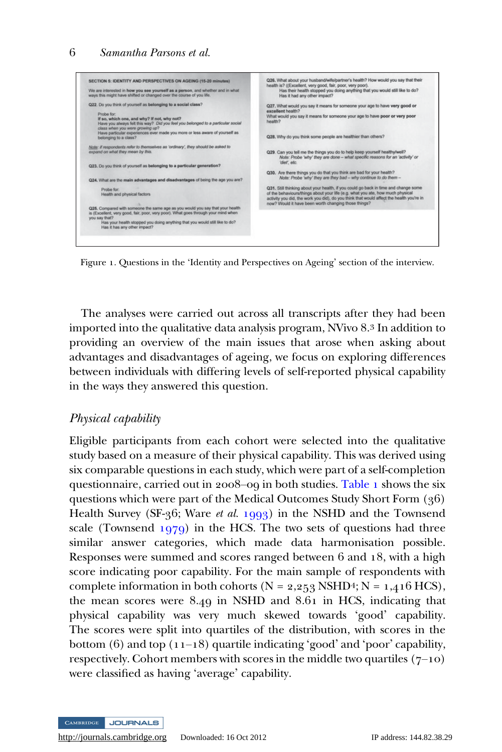SECTION 5: IDENTITY AND PERSPECTIVES ON AGEING (15-20 minutes)

We are interested in **how you see yourself as a person**, and whether and in what ways this might have shifted or changed over the course of you life.

**Q22.** Do you think of yourself as **belonging to a social class?**

Probe for:
**If so, which one, and why? If not, why not?**
Have you always felt this way? *Did you feel you belonged to a particular social class when you were growing up?*
Have particular experiences ever made you more or less aware of yourself as belonging to a class?

*Note: if respondents refer to themselves as 'ordinary', they should be asked to expand on what they mean by this.*

**Q23.** Do you think of yourself as **belonging to a particular generation?**

**Q24.** What are the **main advantages and disadvantages** of being the age you are?

Probe for:
Health and physical factors

**Q25.** Compared with someone the same age as you would you say that your health is (Excellent, very good, fair, poor, very poor). What goes through your mind when you say that?
Has your health stopped you doing anything that you would still like to do?
Has it has any other impact?

**Q26.** What about your husband/wife/partner's health? How would you say that their health is? ((Excellent, very good, fair, poor, very poor).
Has their health stopped you doing anything that you would still like to do?
Has it had any other impact?

**Q27.** What would you say it means for someone your age to have **very good or excellent health?**
What would you say it means for someone your age to have **poor or very poor health?**

**Q28.** Why do you think some people are healthier than others?

**Q29.** Can you tell me the things you do to help keep yourself healthy/well?
*Note: Probe 'why' they are done – what specific reasons for an 'activity' or 'diet', etc.*

**Q30.** Are there things you do that you think are bad for your health?
*Note: Probe 'why' they are bad – why continue to do them –*

**Q31.** Still thinking about your health, if you could go back in time and change some of the behaviours/things about your life (e.g. what you ate, how much physical activity you did, the work you did), do you think that would affect the health you're in now? Would it have been worth changing those things?

Figure 1. Questions in the 'Identity and Perspectives on Ageing' section of the interview.

The analyses were carried out across all transcripts after they had been imported into the qualitative data analysis program, NVivo 8.[3] In addition to providing an overview of the main issues that arose when asking about advantages and disadvantages of ageing, we focus on exploring differences between individuals with differing levels of self-reported physical capability in the ways they answered this question.

## *Physical capability*

Eligible participants from each cohort were selected into the qualitative study based on a measure of their physical capability. This was derived using six comparable questions in each study, which were part of a self-completion questionnaire, carried out in 2008–09 in both studies. Table 1 shows the six questions which were part of the Medical Outcomes Study Short Form (36) Health Survey (SF-36; Ware *et al.* 1993) in the NSHD and the Townsend scale (Townsend 1979) in the HCS. The two sets of questions had three similar answer categories, which made data harmonisation possible. Responses were summed and scores ranged between 6 and 18, with a high score indicating poor capability. For the main sample of respondents with complete information in both cohorts (N = 2,253 NSHD[4]; N = 1,416 HCS), the mean scores were 8.49 in NSHD and 8.61 in HCS, indicating that physical capability was very much skewed towards 'good' capability. The scores were split into quartiles of the distribution, with scores in the bottom (6) and top (11–18) quartile indicating 'good' and 'poor' capability, respectively. Cohort members with scores in the middle two quartiles (7–10) were classified as having 'average' capability.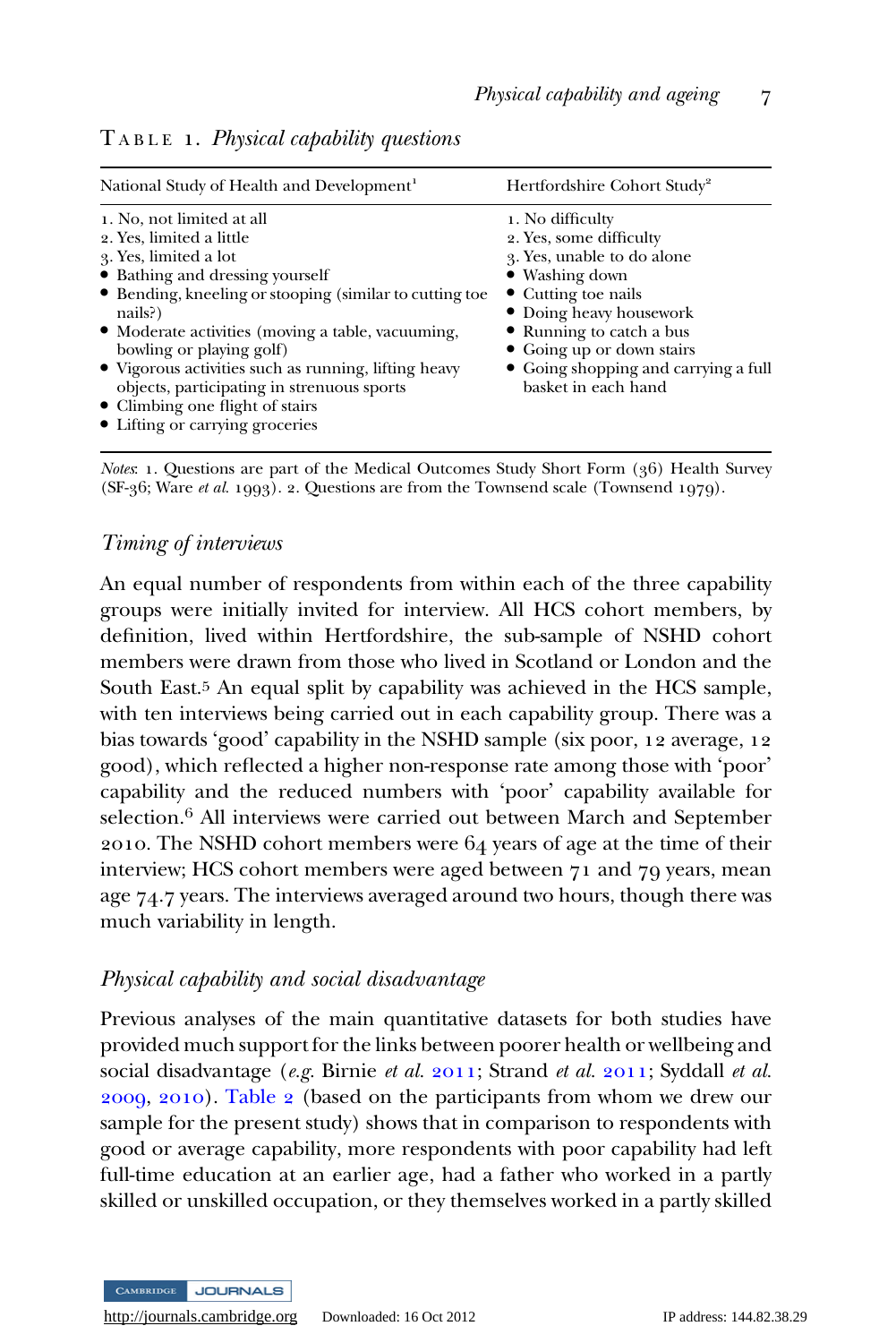TABLE 1. *Physical capability questions*

| National Study of Health and Development[1] | Hertfordshire Cohort Study[2] |
|---|---|
| 1. No, not limited at all | 1. No difficulty |
| 2. Yes, limited a little | 2. Yes, some difficulty |
| 3. Yes, limited a lot | 3. Yes, unable to do alone |
| • Bathing and dressing yourself | • Washing down |
| • Bending, kneeling or stooping (similar to cutting toe nails?) | • Cutting toe nails |
| • Moderate activities (moving a table, vacuuming, bowling or playing golf) | • Doing heavy housework |
| • Vigorous activities such as running, lifting heavy objects, participating in strenuous sports | • Running to catch a bus |
| • Climbing one flight of stairs | • Going up or down stairs |
| • Lifting or carrying groceries | • Going shopping and carrying a full basket in each hand |

*Notes*: 1. Questions are part of the Medical Outcomes Study Short Form (36) Health Survey (SF-36; Ware *et al.* 1993). 2. Questions are from the Townsend scale (Townsend 1979).

### *Timing of interviews*

An equal number of respondents from within each of the three capability groups were initially invited for interview. All HCS cohort members, by definition, lived within Hertfordshire, the sub-sample of NSHD cohort members were drawn from those who lived in Scotland or London and the South East.[5] An equal split by capability was achieved in the HCS sample, with ten interviews being carried out in each capability group. There was a bias towards 'good' capability in the NSHD sample (six poor, 12 average, 12 good), which reflected a higher non-response rate among those with 'poor' capability and the reduced numbers with 'poor' capability available for selection.[6] All interviews were carried out between March and September 2010. The NSHD cohort members were 64 years of age at the time of their interview; HCS cohort members were aged between 71 and 79 years, mean age 74.7 years. The interviews averaged around two hours, though there was much variability in length.

### *Physical capability and social disadvantage*

Previous analyses of the main quantitative datasets for both studies have provided much support for the links between poorer health or wellbeing and social disadvantage (*e.g.* Birnie *et al.* 2011; Strand *et al.* 2011; Syddall *et al.* 2009, 2010). Table 2 (based on the participants from whom we drew our sample for the present study) shows that in comparison to respondents with good or average capability, more respondents with poor capability had left full-time education at an earlier age, had a father who worked in a partly skilled or unskilled occupation, or they themselves worked in a partly skilled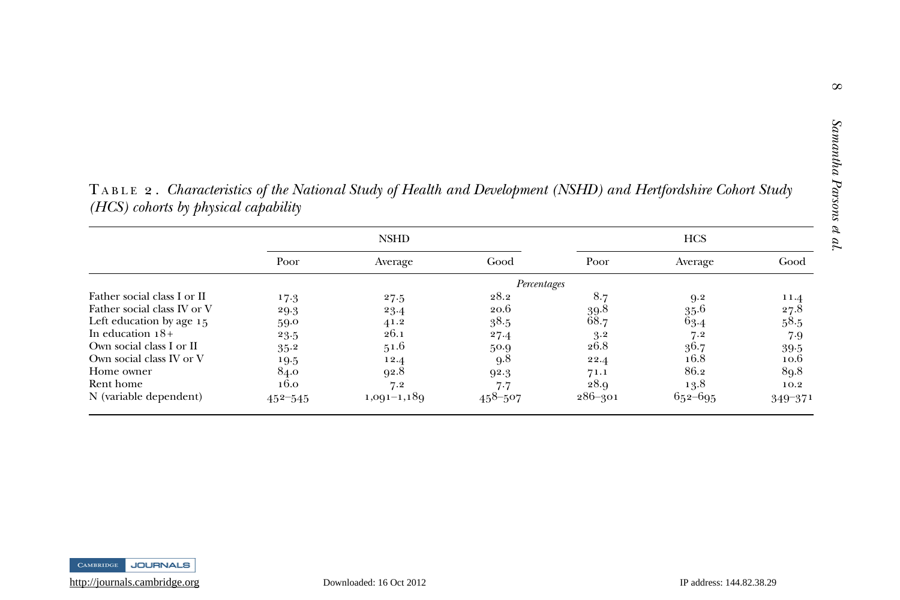TABLE 2. *Characteristics of the National Study of Health and Development (NSHD) and Hertfordshire Cohort Study (HCS) cohorts by physical capability*

| | NSHD | | | HCS | | |
|---|---|---|---|---|---|---|
| | Poor | Average | Good | Poor | Average | Good |
| | *Percentages* | | | | | |
| Father social class I or II | 17.3 | 27.5 | 28.2 | 8.7 | 9.2 | 11.4 |
| Father social class IV or V | 29.3 | 23.4 | 20.6 | 39.8 | 35.6 | 27.8 |
| Left education by age 15 | 59.0 | 41.2 | 38.5 | 68.7 | 63.4 | 58.5 |
| In education 18+ | 23.5 | 26.1 | 27.4 | 3.2 | 7.2 | 7.9 |
| Own social class I or II | 35.2 | 51.6 | 50.9 | 26.8 | 36.7 | 39.5 |
| Own social class IV or V | 19.5 | 12.4 | 9.8 | 22.4 | 16.8 | 10.6 |
| Home owner | 84.0 | 92.8 | 92.3 | 71.1 | 86.2 | 89.8 |
| Rent home | 16.0 | 7.2 | 7.7 | 28.9 | 13.8 | 10.2 |
| N (variable dependent) | 452–545 | 1,091–1,189 | 458–507 | 286–301 | 652–695 | 349–371 |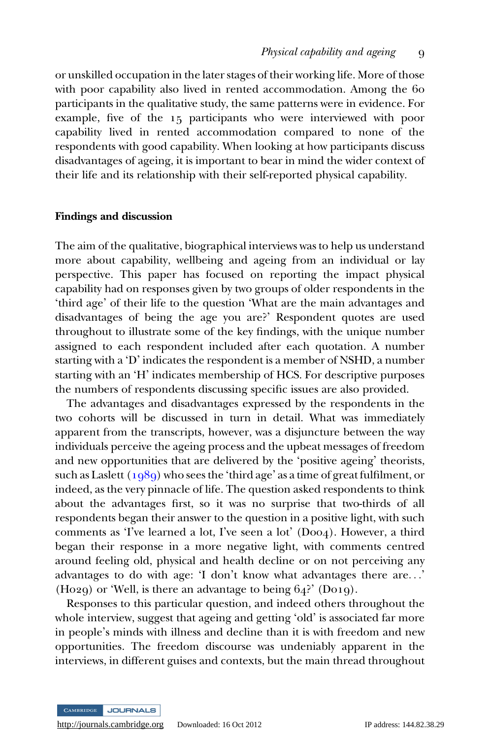or unskilled occupation in the later stages of their working life. More of those with poor capability also lived in rented accommodation. Among the 60 participants in the qualitative study, the same patterns were in evidence. For example, five of the 15 participants who were interviewed with poor capability lived in rented accommodation compared to none of the respondents with good capability. When looking at how participants discuss disadvantages of ageing, it is important to bear in mind the wider context of their life and its relationship with their self-reported physical capability.

## Findings and discussion

The aim of the qualitative, biographical interviews was to help us understand more about capability, wellbeing and ageing from an individual or lay perspective. This paper has focused on reporting the impact physical capability had on responses given by two groups of older respondents in the 'third age' of their life to the question 'What are the main advantages and disadvantages of being the age you are?' Respondent quotes are used throughout to illustrate some of the key findings, with the unique number assigned to each respondent included after each quotation. A number starting with a 'D' indicates the respondent is a member of NSHD, a number starting with an 'H' indicates membership of HCS. For descriptive purposes the numbers of respondents discussing specific issues are also provided.

The advantages and disadvantages expressed by the respondents in the two cohorts will be discussed in turn in detail. What was immediately apparent from the transcripts, however, was a disjuncture between the way individuals perceive the ageing process and the upbeat messages of freedom and new opportunities that are delivered by the 'positive ageing' theorists, such as Laslett (1989) who sees the 'third age' as a time of great fulfilment, or indeed, as the very pinnacle of life. The question asked respondents to think about the advantages first, so it was no surprise that two-thirds of all respondents began their answer to the question in a positive light, with such comments as 'I've learned a lot, I've seen a lot' (D004). However, a third began their response in a more negative light, with comments centred around feeling old, physical and health decline or on not perceiving any advantages to do with age: 'I don't know what advantages there are...' (H029) or 'Well, is there an advantage to being 64?' (D019).

Responses to this particular question, and indeed others throughout the whole interview, suggest that ageing and getting 'old' is associated far more in people's minds with illness and decline than it is with freedom and new opportunities. The freedom discourse was undeniably apparent in the interviews, in different guises and contexts, but the main thread throughout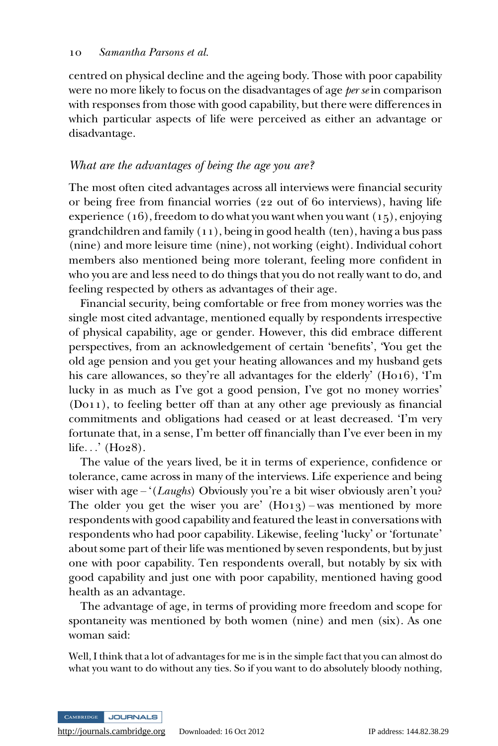centred on physical decline and the ageing body. Those with poor capability were no more likely to focus on the disadvantages of age *per se* in comparison with responses from those with good capability, but there were differences in which particular aspects of life were perceived as either an advantage or disadvantage.

### *What are the advantages of being the age you are?*

The most often cited advantages across all interviews were financial security or being free from financial worries (22 out of 60 interviews), having life experience (16), freedom to do what you want when you want (15), enjoying grandchildren and family (11), being in good health (ten), having a bus pass (nine) and more leisure time (nine), not working (eight). Individual cohort members also mentioned being more tolerant, feeling more confident in who you are and less need to do things that you do not really want to do, and feeling respected by others as advantages of their age.

Financial security, being comfortable or free from money worries was the single most cited advantage, mentioned equally by respondents irrespective of physical capability, age or gender. However, this did embrace different perspectives, from an acknowledgement of certain 'benefits', 'You get the old age pension and you get your heating allowances and my husband gets his care allowances, so they're all advantages for the elderly' (H016), 'I'm lucky in as much as I've got a good pension, I've got no money worries' (D011), to feeling better off than at any other age previously as financial commitments and obligations had ceased or at least decreased. 'I'm very fortunate that, in a sense, I'm better off financially than I've ever been in my life...' (H028).

The value of the years lived, be it in terms of experience, confidence or tolerance, came across in many of the interviews. Life experience and being wiser with age – '(*Laughs*) Obviously you're a bit wiser obviously aren't you? The older you get the wiser you are' (H013) – was mentioned by more respondents with good capability and featured the least in conversations with respondents who had poor capability. Likewise, feeling 'lucky' or 'fortunate' about some part of their life was mentioned by seven respondents, but by just one with poor capability. Ten respondents overall, but notably by six with good capability and just one with poor capability, mentioned having good health as an advantage.

The advantage of age, in terms of providing more freedom and scope for spontaneity was mentioned by both women (nine) and men (six). As one woman said:

> Well, I think that a lot of advantages for me is in the simple fact that you can almost do what you want to do without any ties. So if you want to do absolutely bloody nothing,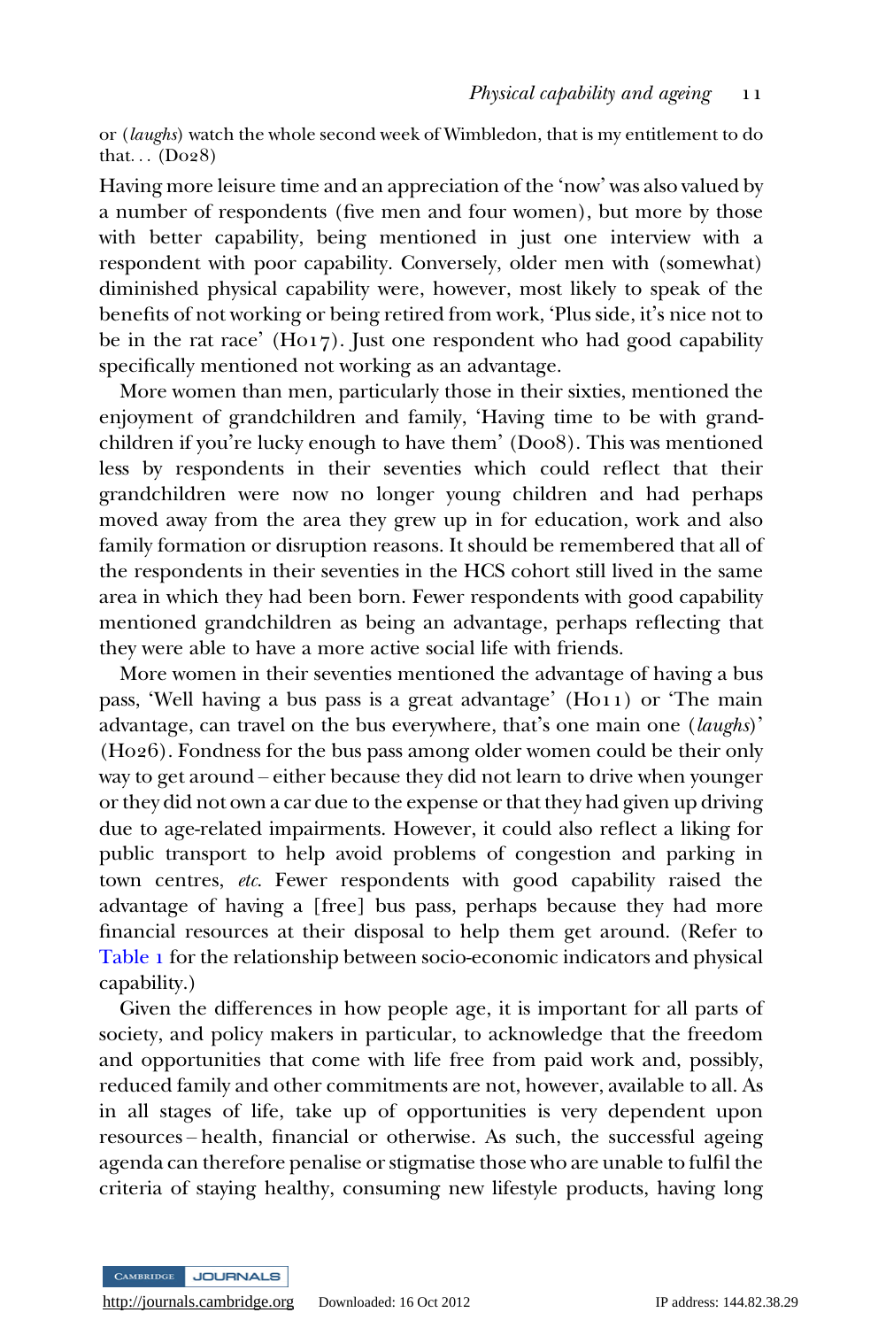or (*laughs*) watch the whole second week of Wimbledon, that is my entitlement to do that… (D028)

Having more leisure time and an appreciation of the 'now' was also valued by a number of respondents (five men and four women), but more by those with better capability, being mentioned in just one interview with a respondent with poor capability. Conversely, older men with (somewhat) diminished physical capability were, however, most likely to speak of the benefits of not working or being retired from work, 'Plus side, it's nice not to be in the rat race' (H017). Just one respondent who had good capability specifically mentioned not working as an advantage.

More women than men, particularly those in their sixties, mentioned the enjoyment of grandchildren and family, 'Having time to be with grandchildren if you're lucky enough to have them' (D008). This was mentioned less by respondents in their seventies which could reflect that their grandchildren were now no longer young children and had perhaps moved away from the area they grew up in for education, work and also family formation or disruption reasons. It should be remembered that all of the respondents in their seventies in the HCS cohort still lived in the same area in which they had been born. Fewer respondents with good capability mentioned grandchildren as being an advantage, perhaps reflecting that they were able to have a more active social life with friends.

More women in their seventies mentioned the advantage of having a bus pass, 'Well having a bus pass is a great advantage' (H011) or 'The main advantage, can travel on the bus everywhere, that's one main one (*laughs*)' (H026). Fondness for the bus pass among older women could be their only way to get around – either because they did not learn to drive when younger or they did not own a car due to the expense or that they had given up driving due to age-related impairments. However, it could also reflect a liking for public transport to help avoid problems of congestion and parking in town centres, *etc.* Fewer respondents with good capability raised the advantage of having a [free] bus pass, perhaps because they had more financial resources at their disposal to help them get around. (Refer to Table 1 for the relationship between socio-economic indicators and physical capability.)

Given the differences in how people age, it is important for all parts of society, and policy makers in particular, to acknowledge that the freedom and opportunities that come with life free from paid work and, possibly, reduced family and other commitments are not, however, available to all. As in all stages of life, take up of opportunities is very dependent upon resources – health, financial or otherwise. As such, the successful ageing agenda can therefore penalise or stigmatise those who are unable to fulfil the criteria of staying healthy, consuming new lifestyle products, having long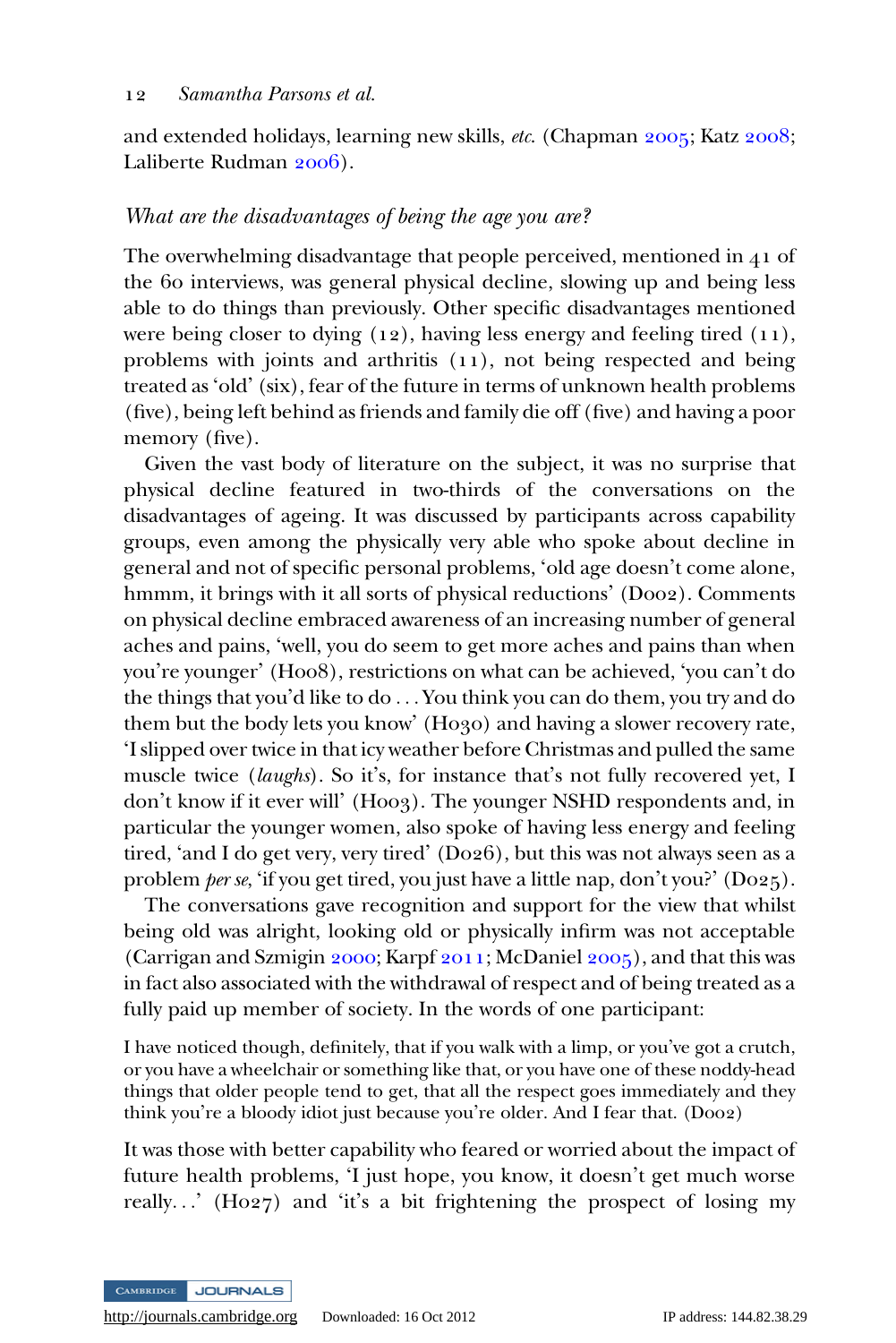and extended holidays, learning new skills, *etc.* (Chapman 2005; Katz 2008; Laliberte Rudman 2006).

*What are the disadvantages of being the age you are?*

The overwhelming disadvantage that people perceived, mentioned in 41 of the 60 interviews, was general physical decline, slowing up and being less able to do things than previously. Other specific disadvantages mentioned were being closer to dying (12), having less energy and feeling tired (11), problems with joints and arthritis (11), not being respected and being treated as 'old' (six), fear of the future in terms of unknown health problems (five), being left behind as friends and family die off (five) and having a poor memory (five).

Given the vast body of literature on the subject, it was no surprise that physical decline featured in two-thirds of the conversations on the disadvantages of ageing. It was discussed by participants across capability groups, even among the physically very able who spoke about decline in general and not of specific personal problems, 'old age doesn't come alone, hmmm, it brings with it all sorts of physical reductions' (D002). Comments on physical decline embraced awareness of an increasing number of general aches and pains, 'well, you do seem to get more aches and pains than when you're younger' (H008), restrictions on what can be achieved, 'you can't do the things that you'd like to do ... You think you can do them, you try and do them but the body lets you know' (H030) and having a slower recovery rate, 'I slipped over twice in that icy weather before Christmas and pulled the same muscle twice (*laughs*). So it's, for instance that's not fully recovered yet, I don't know if it ever will' (H003). The younger NSHD respondents and, in particular the younger women, also spoke of having less energy and feeling tired, 'and I do get very, very tired' (D026), but this was not always seen as a problem *per se*, 'if you get tired, you just have a little nap, don't you?' (D025).

The conversations gave recognition and support for the view that whilst being old was alright, looking old or physically infirm was not acceptable (Carrigan and Szmigin 2000; Karpf 2011; McDaniel 2005), and that this was in fact also associated with the withdrawal of respect and of being treated as a fully paid up member of society. In the words of one participant:

> I have noticed though, definitely, that if you walk with a limp, or you've got a crutch, or you have a wheelchair or something like that, or you have one of these noddy-head things that older people tend to get, that all the respect goes immediately and they think you're a bloody idiot just because you're older. And I fear that. (D002)

It was those with better capability who feared or worried about the impact of future health problems, 'I just hope, you know, it doesn't get much worse really...' (H027) and 'it's a bit frightening the prospect of losing my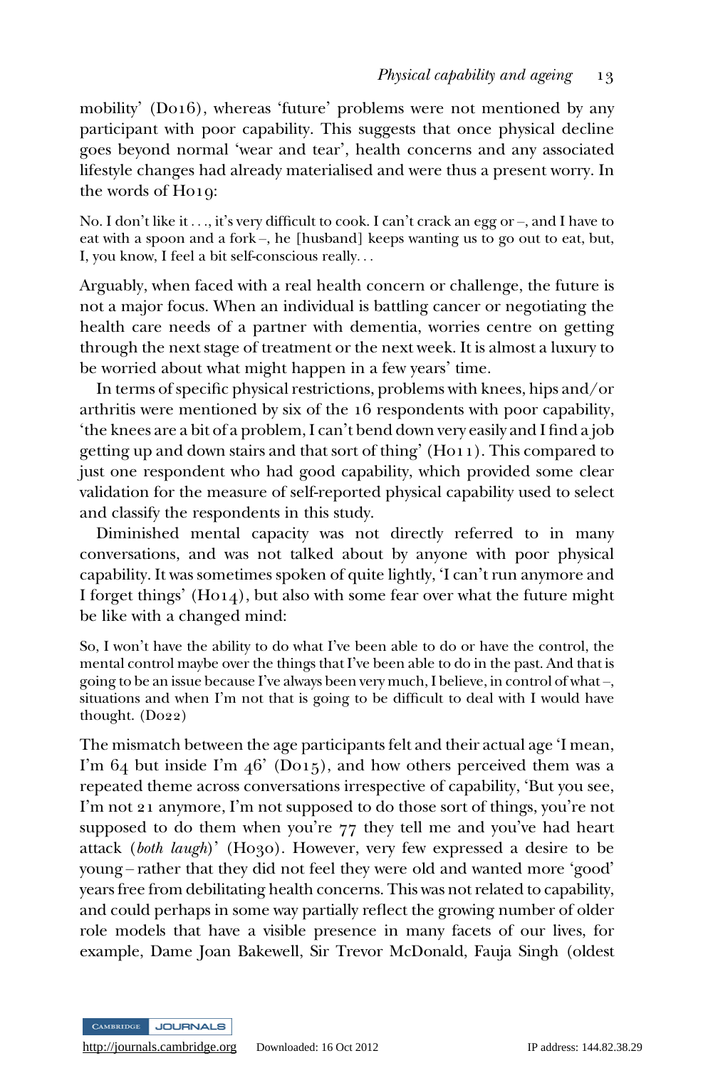mobility' (D016), whereas 'future' problems were not mentioned by any participant with poor capability. This suggests that once physical decline goes beyond normal 'wear and tear', health concerns and any associated lifestyle changes had already materialised and were thus a present worry. In the words of H019:

> No. I don't like it . . ., it's very difficult to cook. I can't crack an egg or –, and I have to eat with a spoon and a fork –, he [husband] keeps wanting us to go out to eat, but, I, you know, I feel a bit self-conscious really. . .

Arguably, when faced with a real health concern or challenge, the future is not a major focus. When an individual is battling cancer or negotiating the health care needs of a partner with dementia, worries centre on getting through the next stage of treatment or the next week. It is almost a luxury to be worried about what might happen in a few years' time.

In terms of specific physical restrictions, problems with knees, hips and/or arthritis were mentioned by six of the 16 respondents with poor capability, 'the knees are a bit of a problem, I can't bend down very easily and I find a job getting up and down stairs and that sort of thing' (H011). This compared to just one respondent who had good capability, which provided some clear validation for the measure of self-reported physical capability used to select and classify the respondents in this study.

Diminished mental capacity was not directly referred to in many conversations, and was not talked about by anyone with poor physical capability. It was sometimes spoken of quite lightly, 'I can't run anymore and I forget things' (H014), but also with some fear over what the future might be like with a changed mind:

> So, I won't have the ability to do what I've been able to do or have the control, the mental control maybe over the things that I've been able to do in the past. And that is going to be an issue because I've always been very much, I believe, in control of what –, situations and when I'm not that is going to be difficult to deal with I would have thought. (D022)

The mismatch between the age participants felt and their actual age 'I mean, I'm 64 but inside I'm 46' (D015), and how others perceived them was a repeated theme across conversations irrespective of capability, 'But you see, I'm not 21 anymore, I'm not supposed to do those sort of things, you're not supposed to do them when you're 77 they tell me and you've had heart attack (*both laugh*)' (H030). However, very few expressed a desire to be young – rather that they did not feel they were old and wanted more 'good' years free from debilitating health concerns. This was not related to capability, and could perhaps in some way partially reflect the growing number of older role models that have a visible presence in many facets of our lives, for example, Dame Joan Bakewell, Sir Trevor McDonald, Fauja Singh (oldest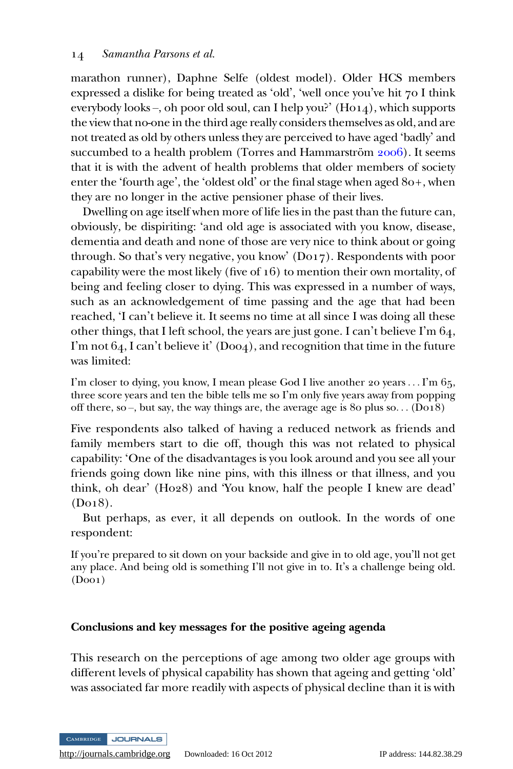marathon runner), Daphne Selfe (oldest model). Older HCS members expressed a dislike for being treated as 'old', 'well once you've hit 70 I think everybody looks –, oh poor old soul, can I help you?' (H014), which supports the view that no-one in the third age really considers themselves as old, and are not treated as old by others unless they are perceived to have aged 'badly' and succumbed to a health problem (Torres and Hammarström 2006). It seems that it is with the advent of health problems that older members of society enter the 'fourth age', the 'oldest old' or the final stage when aged 80+, when they are no longer in the active pensioner phase of their lives.

Dwelling on age itself when more of life lies in the past than the future can, obviously, be dispiriting: 'and old age is associated with you know, disease, dementia and death and none of those are very nice to think about or going through. So that's very negative, you know' (D017). Respondents with poor capability were the most likely (five of 16) to mention their own mortality, of being and feeling closer to dying. This was expressed in a number of ways, such as an acknowledgement of time passing and the age that had been reached, 'I can't believe it. It seems no time at all since I was doing all these other things, that I left school, the years are just gone. I can't believe I'm 64, I'm not 64, I can't believe it' (D004), and recognition that time in the future was limited:

> I'm closer to dying, you know, I mean please God I live another 20 years . . . I'm 65, three score years and ten the bible tells me so I'm only five years away from popping off there, so –, but say, the way things are, the average age is 80 plus so. . . (D018)

Five respondents also talked of having a reduced network as friends and family members start to die off, though this was not related to physical capability: 'One of the disadvantages is you look around and you see all your friends going down like nine pins, with this illness or that illness, and you think, oh dear' (H028) and 'You know, half the people I knew are dead' (D018).

But perhaps, as ever, it all depends on outlook. In the words of one respondent:

> If you're prepared to sit down on your backside and give in to old age, you'll not get any place. And being old is something I'll not give in to. It's a challenge being old. (D001)

## Conclusions and key messages for the positive ageing agenda

This research on the perceptions of age among two older age groups with different levels of physical capability has shown that ageing and getting 'old' was associated far more readily with aspects of physical decline than it is with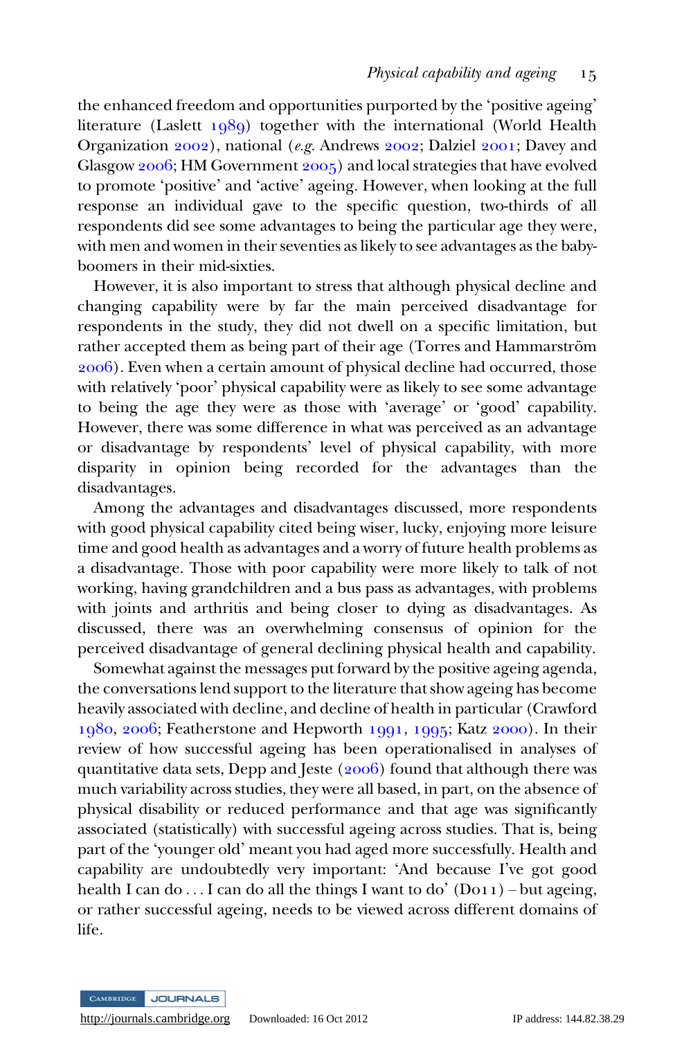the enhanced freedom and opportunities purported by the 'positive ageing' literature (Laslett 1989) together with the international (World Health Organization 2002), national (*e.g.* Andrews 2002; Dalziel 2001; Davey and Glasgow 2006; HM Government 2005) and local strategies that have evolved to promote 'positive' and 'active' ageing. However, when looking at the full response an individual gave to the specific question, two-thirds of all respondents did see some advantages to being the particular age they were, with men and women in their seventies as likely to see advantages as the baby-boomers in their mid-sixties.

However, it is also important to stress that although physical decline and changing capability were by far the main perceived disadvantage for respondents in the study, they did not dwell on a specific limitation, but rather accepted them as being part of their age (Torres and Hammarström 2006). Even when a certain amount of physical decline had occurred, those with relatively 'poor' physical capability were as likely to see some advantage to being the age they were as those with 'average' or 'good' capability. However, there was some difference in what was perceived as an advantage or disadvantage by respondents' level of physical capability, with more disparity in opinion being recorded for the advantages than the disadvantages.

Among the advantages and disadvantages discussed, more respondents with good physical capability cited being wiser, lucky, enjoying more leisure time and good health as advantages and a worry of future health problems as a disadvantage. Those with poor capability were more likely to talk of not working, having grandchildren and a bus pass as advantages, with problems with joints and arthritis and being closer to dying as disadvantages. As discussed, there was an overwhelming consensus of opinion for the perceived disadvantage of general declining physical health and capability.

Somewhat against the messages put forward by the positive ageing agenda, the conversations lend support to the literature that show ageing has become heavily associated with decline, and decline of health in particular (Crawford 1980, 2006; Featherstone and Hepworth 1991, 1995; Katz 2000). In their review of how successful ageing has been operationalised in analyses of quantitative data sets, Depp and Jeste (2006) found that although there was much variability across studies, they were all based, in part, on the absence of physical disability or reduced performance and that age was significantly associated (statistically) with successful ageing across studies. That is, being part of the 'younger old' meant you had aged more successfully. Health and capability are undoubtedly very important: 'And because I've got good health I can do ... I can do all the things I want to do' (D011) – but ageing, or rather successful ageing, needs to be viewed across different domains of life.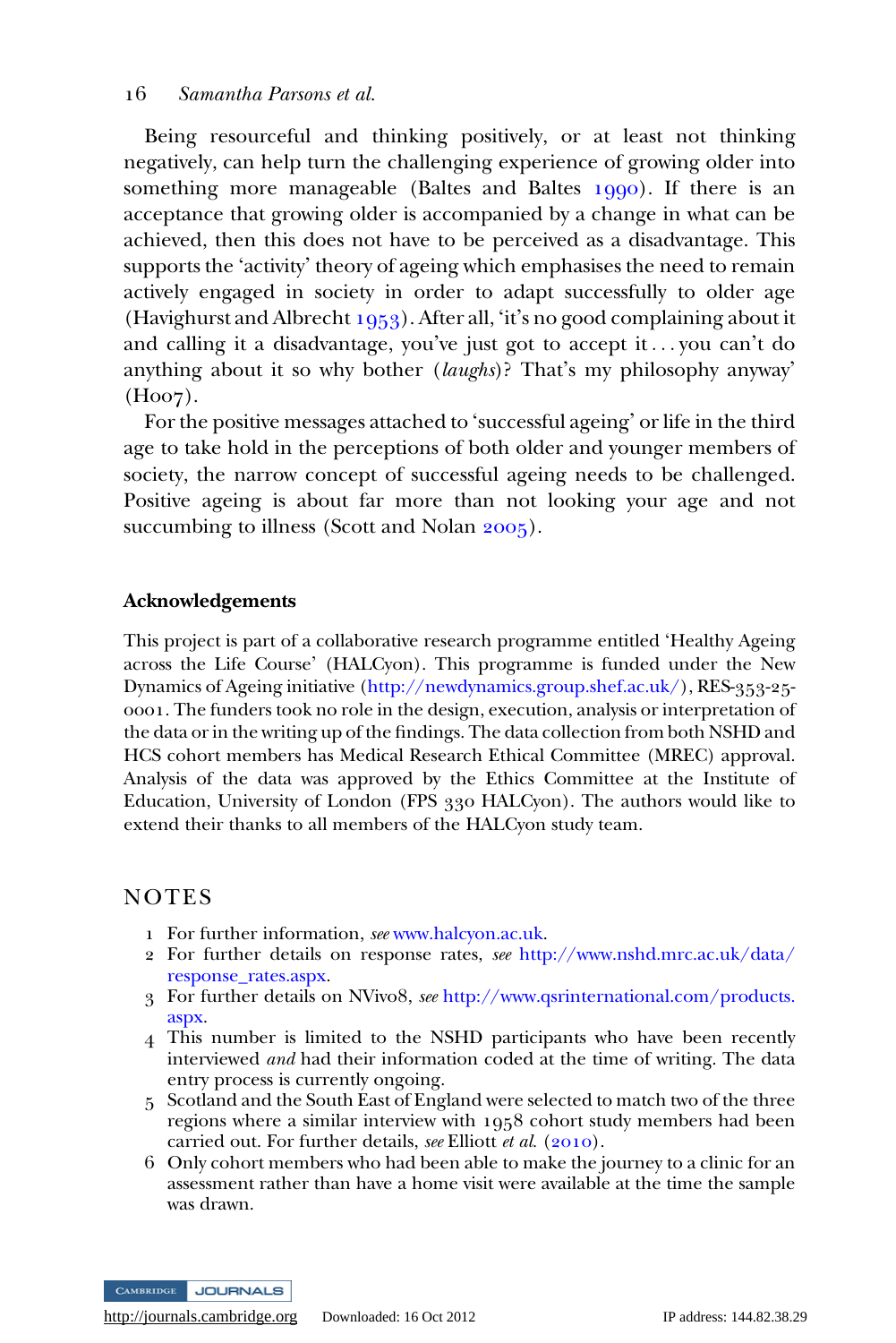Being resourceful and thinking positively, or at least not thinking negatively, can help turn the challenging experience of growing older into something more manageable (Baltes and Baltes 1990). If there is an acceptance that growing older is accompanied by a change in what can be achieved, then this does not have to be perceived as a disadvantage. This supports the 'activity' theory of ageing which emphasises the need to remain actively engaged in society in order to adapt successfully to older age (Havighurst and Albrecht 1953). After all, 'it's no good complaining about it and calling it a disadvantage, you've just got to accept it ... you can't do anything about it so why bother (*laughs*)? That's my philosophy anyway' (H007).

For the positive messages attached to 'successful ageing' or life in the third age to take hold in the perceptions of both older and younger members of society, the narrow concept of successful ageing needs to be challenged. Positive ageing is about far more than not looking your age and not succumbing to illness (Scott and Nolan 2005).

## Acknowledgements

This project is part of a collaborative research programme entitled 'Healthy Ageing across the Life Course' (HALCyon). This programme is funded under the New Dynamics of Ageing initiative (http://newdynamics.group.shef.ac.uk/), RES-353-25-0001. The funders took no role in the design, execution, analysis or interpretation of the data or in the writing up of the findings. The data collection from both NSHD and HCS cohort members has Medical Research Ethical Committee (MREC) approval. Analysis of the data was approved by the Ethics Committee at the Institute of Education, University of London (FPS 330 HALCyon). The authors would like to extend their thanks to all members of the HALCyon study team.

## NOTES

1. For further information, *see* www.halcyon.ac.uk.
2. For further details on response rates, *see* http://www.nshd.mrc.ac.uk/data/response_rates.aspx.
3. For further details on NVivo8, *see* http://www.qsrinternational.com/products.aspx.
4. This number is limited to the NSHD participants who have been recently interviewed *and* had their information coded at the time of writing. The data entry process is currently ongoing.
5. Scotland and the South East of England were selected to match two of the three regions where a similar interview with 1958 cohort study members had been carried out. For further details, *see* Elliott *et al.* (2010).
6. Only cohort members who had been able to make the journey to a clinic for an assessment rather than have a home visit were available at the time the sample was drawn.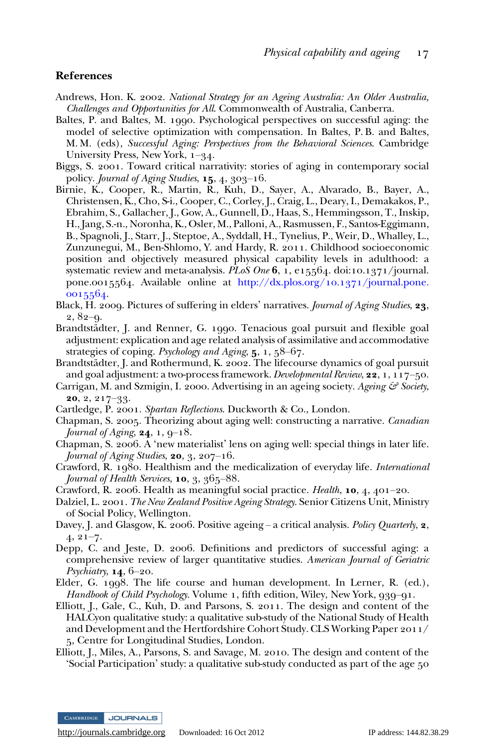## References

Andrews, Hon. K. 2002. *National Strategy for an Ageing Australia: An Older Australia, Challenges and Opportunities for All*. Commonwealth of Australia, Canberra.

Baltes, P. and Baltes, M. 1990. Psychological perspectives on successful aging: the model of selective optimization with compensation. In Baltes, P. B. and Baltes, M. M. (eds), *Successful Aging: Perspectives from the Behavioral Sciences*. Cambridge University Press, New York, 1–34.

Biggs, S. 2001. Toward critical narrativity: stories of aging in contemporary social policy. *Journal of Aging Studies*, **15**, 4, 303–16.

Birnie, K., Cooper, R., Martin, R., Kuh, D., Sayer, A., Alvarado, B., Bayer, A., Christensen, K., Cho, S-i., Cooper, C., Corley, J., Craig, L., Deary, I., Demakakos, P., Ebrahim, S., Gallacher, J., Gow, A., Gunnell, D., Haas, S., Hemmingsson, T., Inskip, H., Jang, S.-n., Noronha, K., Osler, M., Palloni, A., Rasmussen, F., Santos-Eggimann, B., Spagnoli, J., Starr, J., Steptoe, A., Syddall, H., Tynelius, P., Weir, D., Whalley, L., Zunzunegui, M., Ben-Shlomo, Y. and Hardy, R. 2011. Childhood socioeconomic position and objectively measured physical capability levels in adulthood: a systematic review and meta-analysis. *PLoS One* **6**, 1, e15564. doi:10.1371/journal.pone.0015564. Available online at http://dx.plos.org/10.1371/journal.pone.0015564.

Black, H. 2009. Pictures of suffering in elders' narratives. *Journal of Aging Studies*, **23**, 2, 82–9.

Brandtstädter, J. and Renner, G. 1990. Tenacious goal pursuit and flexible goal adjustment: explication and age related analysis of assimilative and accommodative strategies of coping. *Psychology and Aging*, **5**, 1, 58–67.

Brandtstädter, J. and Rothermund, K. 2002. The lifecourse dynamics of goal pursuit and goal adjustment: a two-process framework. *Developmental Review*, **22**, 1, 117–50.

Carrigan, M. and Szmigin, I. 2000. Advertising in an ageing society. *Ageing & Society*, **20**, 2, 217–33.

Cartledge, P. 2001. *Spartan Reflections*. Duckworth & Co., London.

Chapman, S. 2005. Theorizing about aging well: constructing a narrative. *Canadian Journal of Aging*, **24**, 1, 9–18.

Chapman, S. 2006. A 'new materialist' lens on aging well: special things in later life. *Journal of Aging Studies*, **20**, 3, 207–16.

Crawford, R. 1980. Healthism and the medicalization of everyday life. *International Journal of Health Services*, **10**, 3, 365–88.

Crawford, R. 2006. Health as meaningful social practice. *Health*, **10**, 4, 401–20.

Dalziel, L. 2001. *The New Zealand Positive Ageing Strategy*. Senior Citizens Unit, Ministry of Social Policy, Wellington.

Davey, J. and Glasgow, K. 2006. Positive ageing – a critical analysis. *Policy Quarterly*, **2**, 4, 21–7.

Depp, C. and Jeste, D. 2006. Definitions and predictors of successful aging: a comprehensive review of larger quantitative studies. *American Journal of Geriatric Psychiatry*, **14**, 6–20.

Elder, G. 1998. The life course and human development. In Lerner, R. (ed.), *Handbook of Child Psychology*. Volume 1, fifth edition, Wiley, New York, 939–91.

Elliott, J., Gale, C., Kuh, D. and Parsons, S. 2011. The design and content of the HALCyon qualitative study: a qualitative sub-study of the National Study of Health and Development and the Hertfordshire Cohort Study. CLS Working Paper 2011/5, Centre for Longitudinal Studies, London.

Elliott, J., Miles, A., Parsons, S. and Savage, M. 2010. The design and content of the 'Social Participation' study: a qualitative sub-study conducted as part of the age 50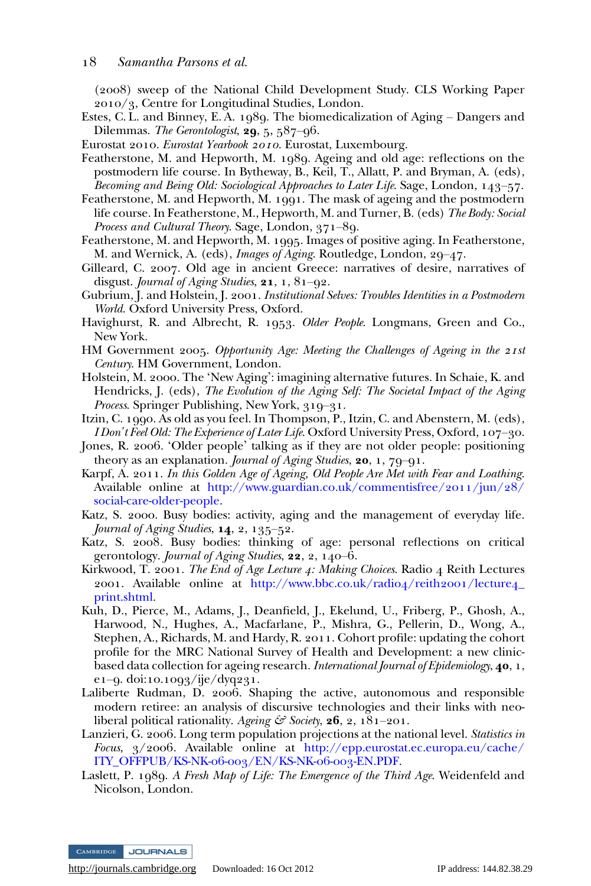(2008) sweep of the National Child Development Study. CLS Working Paper 2010/3, Centre for Longitudinal Studies, London.

Estes, C. L. and Binney, E. A. 1989. The biomedicalization of Aging – Dangers and Dilemmas. *The Gerontologist*, **29**, 5, 587–96.

Eurostat 2010. *Eurostat Yearbook 2010*. Eurostat, Luxembourg.

Featherstone, M. and Hepworth, M. 1989. Ageing and old age: reflections on the postmodern life course. In Bytheway, B., Keil, T., Allatt, P. and Bryman, A. (eds), *Becoming and Being Old: Sociological Approaches to Later Life*. Sage, London, 143–57.

Featherstone, M. and Hepworth, M. 1991. The mask of ageing and the postmodern life course. In Featherstone, M., Hepworth, M. and Turner, B. (eds) *The Body: Social Process and Cultural Theory*. Sage, London, 371–89.

Featherstone, M. and Hepworth, M. 1995. Images of positive aging. In Featherstone, M. and Wernick, A. (eds), *Images of Aging*. Routledge, London, 29–47.

Gilleard, C. 2007. Old age in ancient Greece: narratives of desire, narratives of disgust. *Journal of Aging Studies*, **21**, 1, 81–92.

Gubrium, J. and Holstein, J. 2001. *Institutional Selves: Troubles Identities in a Postmodern World*. Oxford University Press, Oxford.

Havighurst, R. and Albrecht, R. 1953. *Older People*. Longmans, Green and Co., New York.

HM Government 2005. *Opportunity Age: Meeting the Challenges of Ageing in the 21st Century*. HM Government, London.

Holstein, M. 2000. The 'New Aging': imagining alternative futures. In Schaie, K. and Hendricks, J. (eds), *The Evolution of the Aging Self: The Societal Impact of the Aging Process*. Springer Publishing, New York, 319–31.

Itzin, C. 1990. As old as you feel. In Thompson, P., Itzin, C. and Abenstern, M. (eds), *I Don't Feel Old: The Experience of Later Life*. Oxford University Press, Oxford, 107–30.

Jones, R. 2006. 'Older people' talking as if they are not older people: positioning theory as an explanation. *Journal of Aging Studies*, **20**, 1, 79–91.

Karpf, A. 2011. *In this Golden Age of Ageing, Old People Are Met with Fear and Loathing*. Available online at http://www.guardian.co.uk/commentisfree/2011/jun/28/social-care-older-people.

Katz, S. 2000. Busy bodies: activity, aging and the management of everyday life. *Journal of Aging Studies*, **14**, 2, 135–52.

Katz, S. 2008. Busy bodies: thinking of age: personal reflections on critical gerontology. *Journal of Aging Studies*, **22**, 2, 140–6.

Kirkwood, T. 2001. *The End of Age Lecture 4: Making Choices*. Radio 4 Reith Lectures 2001. Available online at http://www.bbc.co.uk/radio4/reith2001/lecture4_print.shtml.

Kuh, D., Pierce, M., Adams, J., Deanfield, J., Ekelund, U., Friberg, P., Ghosh, A., Harwood, N., Hughes, A., Macfarlane, P., Mishra, G., Pellerin, D., Wong, A., Stephen, A., Richards, M. and Hardy, R. 2011. Cohort profile: updating the cohort profile for the MRC National Survey of Health and Development: a new clinic-based data collection for ageing research. *International Journal of Epidemiology*, **40**, 1, e1–9. doi:10.1093/ije/dyq231.

Laliberte Rudman, D. 2006. Shaping the active, autonomous and responsible modern retiree: an analysis of discursive technologies and their links with neo-liberal political rationality. *Ageing & Society*, **26**, 2, 181–201.

Lanzieri, G. 2006. Long term population projections at the national level. *Statistics in Focus*, 3/2006. Available online at http://epp.eurostat.ec.europa.eu/cache/ITY_OFFPUB/KS-NK-06-003/EN/KS-NK-06-003-EN.PDF.

Laslett, P. 1989. *A Fresh Map of Life: The Emergence of the Third Age*. Weidenfeld and Nicolson, London.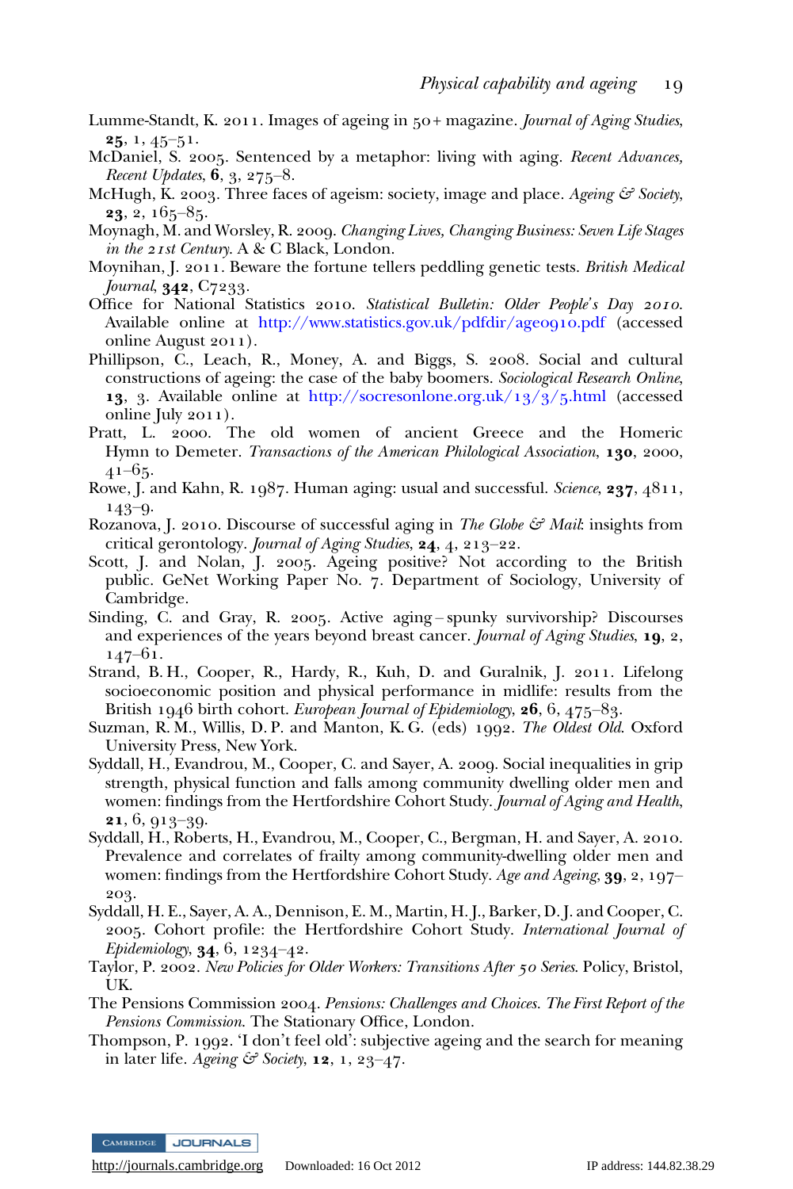Lumme-Standt, K. 2011. Images of ageing in 50+ magazine. *Journal of Aging Studies*, **25**, 1, 45–51.

McDaniel, S. 2005. Sentenced by a metaphor: living with aging. *Recent Advances, Recent Updates*, **6**, 3, 275–8.

McHugh, K. 2003. Three faces of ageism: society, image and place. *Ageing & Society*, **23**, 2, 165–85.

Moynagh, M. and Worsley, R. 2009. *Changing Lives, Changing Business: Seven Life Stages in the 21st Century*. A & C Black, London.

Moynihan, J. 2011. Beware the fortune tellers peddling genetic tests. *British Medical Journal*, **342**, C7233.

Office for National Statistics 2010. *Statistical Bulletin: Older People's Day 2010*. Available online at http://www.statistics.gov.uk/pdfdir/age0910.pdf (accessed online August 2011).

Phillipson, C., Leach, R., Money, A. and Biggs, S. 2008. Social and cultural constructions of ageing: the case of the baby boomers. *Sociological Research Online*, **13**, 3. Available online at http://socresonlone.org.uk/13/3/5.html (accessed online July 2011).

Pratt, L. 2000. The old women of ancient Greece and the Homeric Hymn to Demeter. *Transactions of the American Philological Association*, **130**, 2000, 41–65.

Rowe, J. and Kahn, R. 1987. Human aging: usual and successful. *Science*, **237**, 4811, 143–9.

Rozanova, J. 2010. Discourse of successful aging in *The Globe & Mail*: insights from critical gerontology. *Journal of Aging Studies*, **24**, 4, 213–22.

Scott, J. and Nolan, J. 2005. Ageing positive? Not according to the British public. GeNet Working Paper No. 7. Department of Sociology, University of Cambridge.

Sinding, C. and Gray, R. 2005. Active aging – spunky survivorship? Discourses and experiences of the years beyond breast cancer. *Journal of Aging Studies*, **19**, 2, 147–61.

Strand, B. H., Cooper, R., Hardy, R., Kuh, D. and Guralnik, J. 2011. Lifelong socioeconomic position and physical performance in midlife: results from the British 1946 birth cohort. *European Journal of Epidemiology*, **26**, 6, 475–83.

Suzman, R. M., Willis, D. P. and Manton, K. G. (eds) 1992. *The Oldest Old*. Oxford University Press, New York.

Syddall, H., Evandrou, M., Cooper, C. and Sayer, A. 2009. Social inequalities in grip strength, physical function and falls among community dwelling older men and women: findings from the Hertfordshire Cohort Study. *Journal of Aging and Health*, **21**, 6, 913–39.

Syddall, H., Roberts, H., Evandrou, M., Cooper, C., Bergman, H. and Sayer, A. 2010. Prevalence and correlates of frailty among community-dwelling older men and women: findings from the Hertfordshire Cohort Study. *Age and Ageing*, **39**, 2, 197–203.

Syddall, H. E., Sayer, A. A., Dennison, E. M., Martin, H. J., Barker, D. J. and Cooper, C. 2005. Cohort profile: the Hertfordshire Cohort Study. *International Journal of Epidemiology*, **34**, 6, 1234–42.

Taylor, P. 2002. *New Policies for Older Workers: Transitions After 50 Series*. Policy, Bristol, UK.

The Pensions Commission 2004. *Pensions: Challenges and Choices. The First Report of the Pensions Commission*. The Stationary Office, London.

Thompson, P. 1992. 'I don't feel old': subjective ageing and the search for meaning in later life. *Ageing & Society*, **12**, 1, 23–47.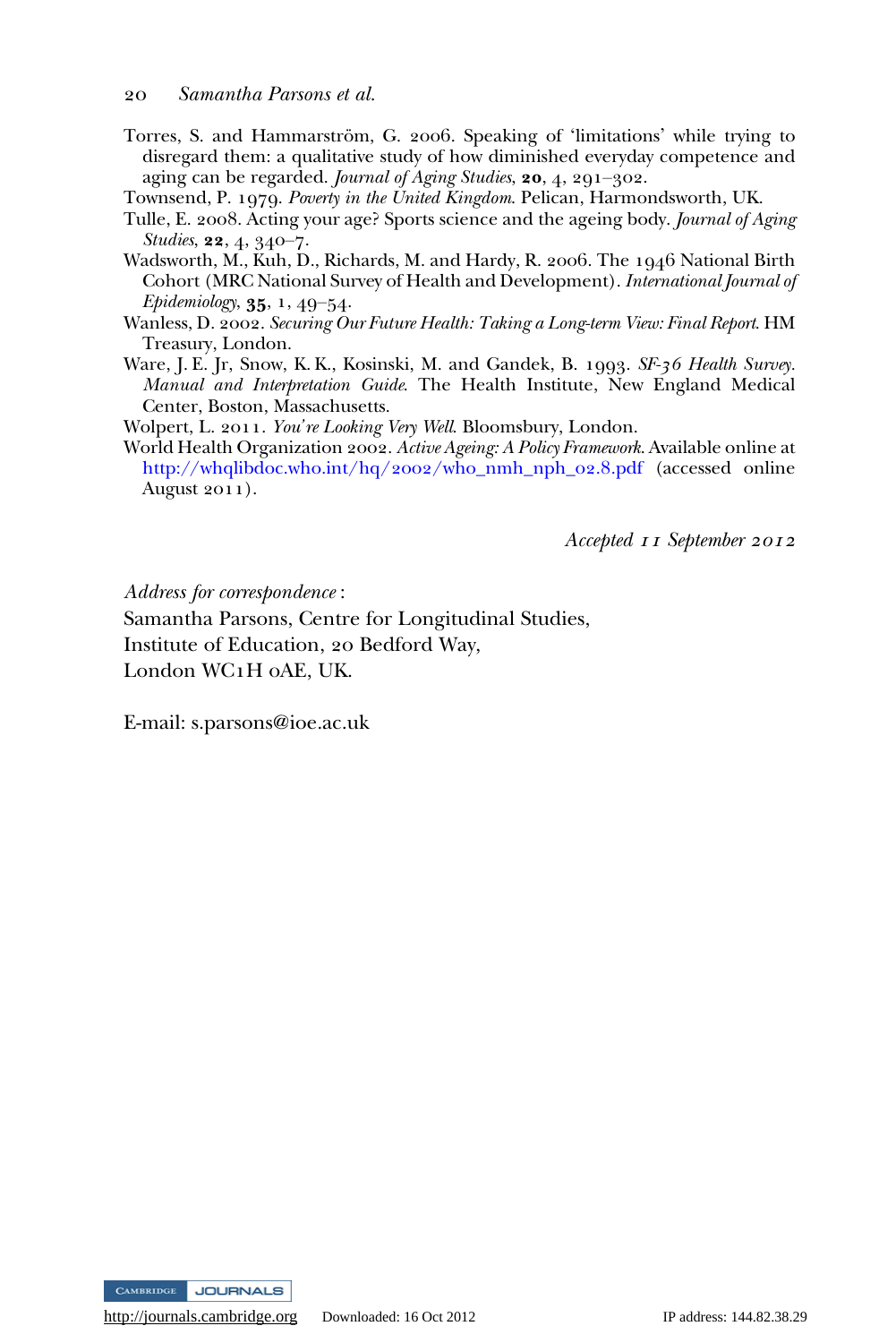Torres, S. and Hammarström, G. 2006. Speaking of 'limitations' while trying to disregard them: a qualitative study of how diminished everyday competence and aging can be regarded. *Journal of Aging Studies*, **20**, 4, 291–302.

Townsend, P. 1979. *Poverty in the United Kingdom*. Pelican, Harmondsworth, UK.

Tulle, E. 2008. Acting your age? Sports science and the ageing body. *Journal of Aging Studies*, **22**, 4, 340–7.

Wadsworth, M., Kuh, D., Richards, M. and Hardy, R. 2006. The 1946 National Birth Cohort (MRC National Survey of Health and Development). *International Journal of Epidemiology*, **35**, 1, 49–54.

Wanless, D. 2002. *Securing Our Future Health: Taking a Long-term View: Final Report*. HM Treasury, London.

Ware, J. E. Jr, Snow, K. K., Kosinski, M. and Gandek, B. 1993. *SF-36 Health Survey. Manual and Interpretation Guide*. The Health Institute, New England Medical Center, Boston, Massachusetts.

Wolpert, L. 2011. *You're Looking Very Well*. Bloomsbury, London.

World Health Organization 2002. *Active Ageing: A Policy Framework*. Available online at http://whqlibdoc.who.int/hq/2002/who_nmh_nph_02.8.pdf (accessed online August 2011).

*Accepted 11 September 2012*

*Address for correspondence*:
Samantha Parsons, Centre for Longitudinal Studies,
Institute of Education, 20 Bedford Way,
London WC1H 0AE, UK.

E-mail: s.parsons@ioe.ac.uk